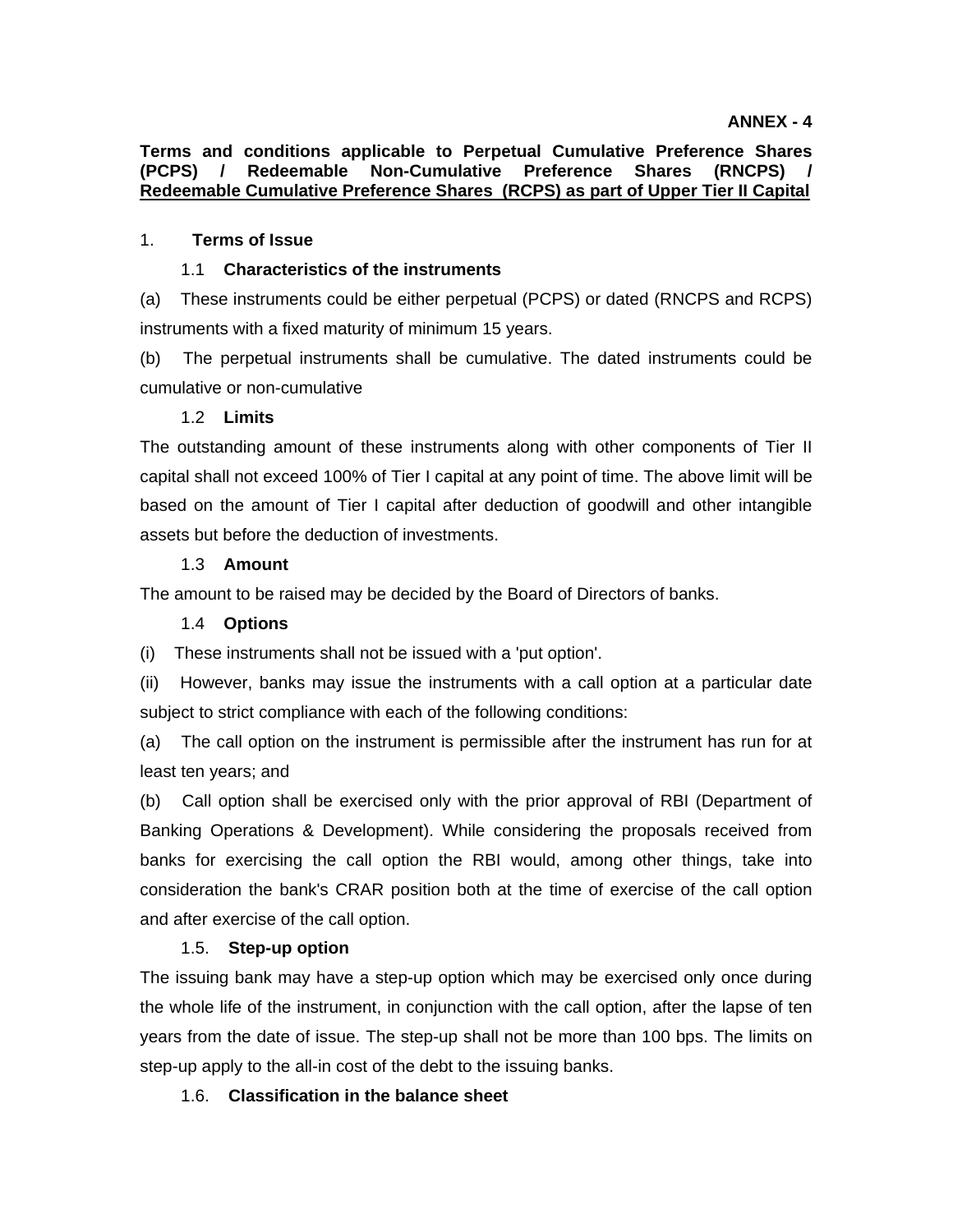**ANNEX - 4**

**Terms and conditions applicable to Perpetual Cumulative Preference Shares (PCPS) / Redeemable Non-Cumulative Preference Shares (RNCPS) / Redeemable Cumulative Preference Shares (RCPS) as part of Upper Tier II Capital**

1. **Terms of Issue**

1.1 **Characteristics of the instruments**

(a) These instruments could be either perpetual (PCPS) or dated (RNCPS and RCPS) instruments with a fixed maturity of minimum 15 years.

(b) The perpetual instruments shall be cumulative. The dated instruments could be cumulative or non-cumulative

1.2 **Limits**

The outstanding amount of these instruments along with other components of Tier II capital shall not exceed 100% of Tier I capital at any point of time. The above limit will be based on the amount of Tier I capital after deduction of goodwill and other intangible assets but before the deduction of investments.

1.3 **Amount**

The amount to be raised may be decided by the Board of Directors of banks.

1.4 **Options**

(i) These instruments shall not be issued with a 'put option'.

(ii) However, banks may issue the instruments with a call option at a particular date subject to strict compliance with each of the following conditions:

(a) The call option on the instrument is permissible after the instrument has run for at least ten years; and

(b) Call option shall be exercised only with the prior approval of RBI (Department of Banking Operations & Development). While considering the proposals received from banks for exercising the call option the RBI would, among other things, take into consideration the bank's CRAR position both at the time of exercise of the call option and after exercise of the call option.

1.5. **Step-up option**

The issuing bank may have a step-up option which may be exercised only once during the whole life of the instrument, in conjunction with the call option, after the lapse of ten years from the date of issue. The step-up shall not be more than 100 bps. The limits on step-up apply to the all-in cost of the debt to the issuing banks.

1.6. **Classification in the balance sheet**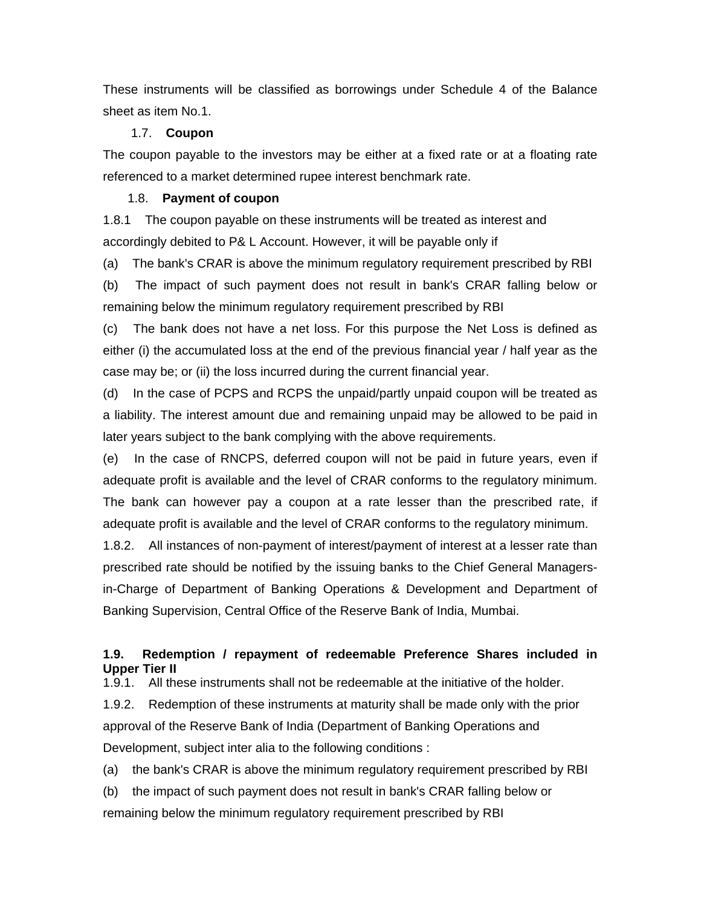These instruments will be classified as borrowings under Schedule 4 of the Balance sheet as item No.1.

### 1.7. Coupon

The coupon payable to the investors may be either at a fixed rate or at a floating rate referenced to a market determined rupee interest benchmark rate.

### 1.8. Payment of coupon

1.8.1 The coupon payable on these instruments will be treated as interest and accordingly debited to P& L Account. However, it will be payable only if

(a) The bank's CRAR is above the minimum regulatory requirement prescribed by RBI

(b) The impact of such payment does not result in bank's CRAR falling below or remaining below the minimum regulatory requirement prescribed by RBI

(c) The bank does not have a net loss. For this purpose the Net Loss is defined as either (i) the accumulated loss at the end of the previous financial year / half year as the case may be; or (ii) the loss incurred during the current financial year.

(d) In the case of PCPS and RCPS the unpaid/partly unpaid coupon will be treated as a liability. The interest amount due and remaining unpaid may be allowed to be paid in later years subject to the bank complying with the above requirements.

(e) In the case of RNCPS, deferred coupon will not be paid in future years, even if adequate profit is available and the level of CRAR conforms to the regulatory minimum. The bank can however pay a coupon at a rate lesser than the prescribed rate, if adequate profit is available and the level of CRAR conforms to the regulatory minimum.

1.8.2. All instances of non-payment of interest/payment of interest at a lesser rate than prescribed rate should be notified by the issuing banks to the Chief General Managers-in-Charge of Department of Banking Operations & Development and Department of Banking Supervision, Central Office of the Reserve Bank of India, Mumbai.

### 1.9. Redemption / repayment of redeemable Preference Shares included in Upper Tier II

1.9.1. All these instruments shall not be redeemable at the initiative of the holder.

1.9.2. Redemption of these instruments at maturity shall be made only with the prior approval of the Reserve Bank of India (Department of Banking Operations and Development, subject inter alia to the following conditions :

(a) the bank's CRAR is above the minimum regulatory requirement prescribed by RBI

(b) the impact of such payment does not result in bank's CRAR falling below or remaining below the minimum regulatory requirement prescribed by RBI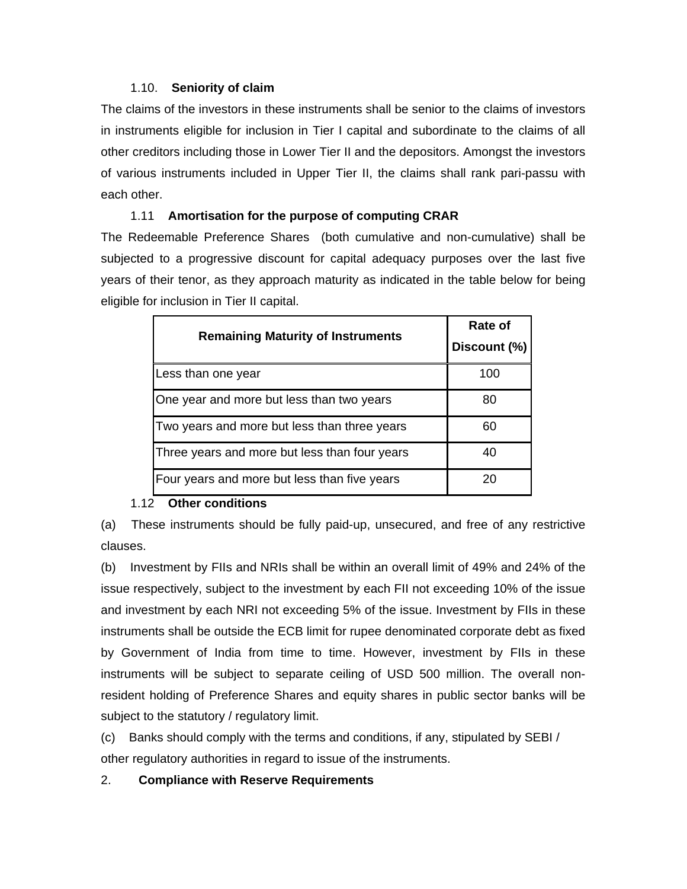### 1.10. Seniority of claim

The claims of the investors in these instruments shall be senior to the claims of investors in instruments eligible for inclusion in Tier I capital and subordinate to the claims of all other creditors including those in Lower Tier II and the depositors. Amongst the investors of various instruments included in Upper Tier II, the claims shall rank pari-passu with each other.

### 1.11 Amortisation for the purpose of computing CRAR

The Redeemable Preference Shares (both cumulative and non-cumulative) shall be subjected to a progressive discount for capital adequacy purposes over the last five years of their tenor, as they approach maturity as indicated in the table below for being eligible for inclusion in Tier II capital.

| Remaining Maturity of Instruments | Rate of Discount (%) |
|---|---|
| Less than one year | 100 |
| One year and more but less than two years | 80 |
| Two years and more but less than three years | 60 |
| Three years and more but less than four years | 40 |
| Four years and more but less than five years | 20 |

### 1.12 Other conditions

(a) These instruments should be fully paid-up, unsecured, and free of any restrictive clauses.

(b) Investment by FIIs and NRIs shall be within an overall limit of 49% and 24% of the issue respectively, subject to the investment by each FII not exceeding 10% of the issue and investment by each NRI not exceeding 5% of the issue. Investment by FIIs in these instruments shall be outside the ECB limit for rupee denominated corporate debt as fixed by Government of India from time to time. However, investment by FIIs in these instruments will be subject to separate ceiling of USD 500 million. The overall non-resident holding of Preference Shares and equity shares in public sector banks will be subject to the statutory / regulatory limit.

(c) Banks should comply with the terms and conditions, if any, stipulated by SEBI / other regulatory authorities in regard to issue of the instruments.

## 2. Compliance with Reserve Requirements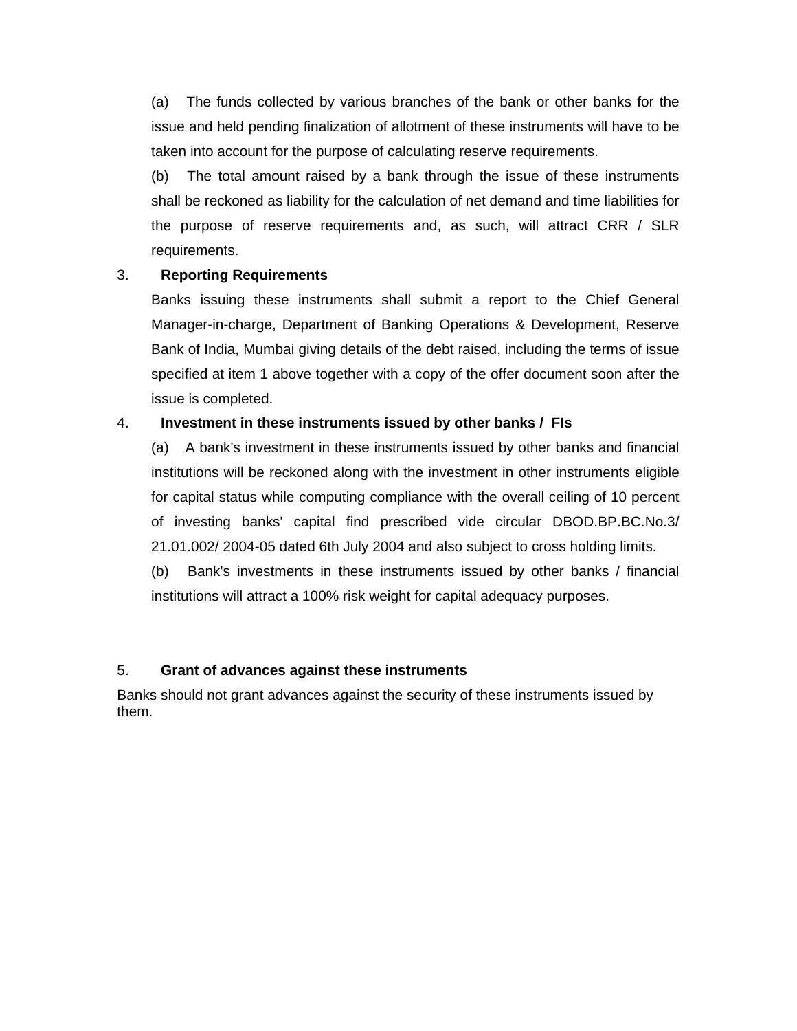(a) The funds collected by various branches of the bank or other banks for the issue and held pending finalization of allotment of these instruments will have to be taken into account for the purpose of calculating reserve requirements.

(b) The total amount raised by a bank through the issue of these instruments shall be reckoned as liability for the calculation of net demand and time liabilities for the purpose of reserve requirements and, as such, will attract CRR / SLR requirements.

3. **Reporting Requirements**

Banks issuing these instruments shall submit a report to the Chief General Manager-in-charge, Department of Banking Operations & Development, Reserve Bank of India, Mumbai giving details of the debt raised, including the terms of issue specified at item 1 above together with a copy of the offer document soon after the issue is completed.

4. **Investment in these instruments issued by other banks / FIs**

(a) A bank's investment in these instruments issued by other banks and financial institutions will be reckoned along with the investment in other instruments eligible for capital status while computing compliance with the overall ceiling of 10 percent of investing banks' capital find prescribed vide circular DBOD.BP.BC.No.3/ 21.01.002/ 2004-05 dated 6th July 2004 and also subject to cross holding limits.

(b) Bank's investments in these instruments issued by other banks / financial institutions will attract a 100% risk weight for capital adequacy purposes.

5. **Grant of advances against these instruments**

Banks should not grant advances against the security of these instruments issued by them.